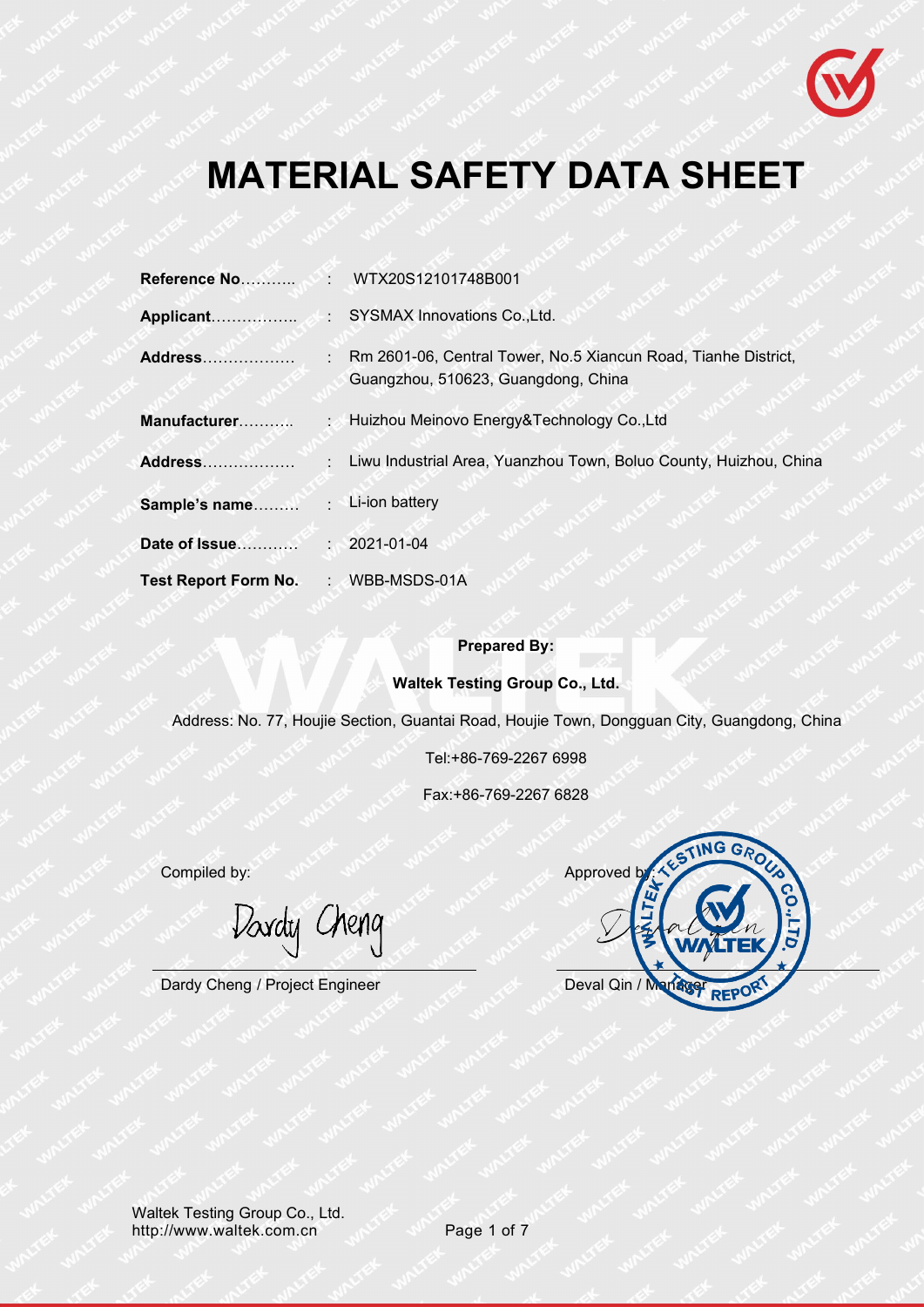# MATERIAL SAFETY DATA SHEET

| | | |
|---|---|---|
| **Reference No**……….. | : | WTX20S12101748B001 |
| **Applicant**…………….. | : | SYSMAX Innovations Co.,Ltd. |
| **Address**……………… | : | Rm 2601-06, Central Tower, No.5 Xiancun Road, Tianhe District, Guangzhou, 510623, Guangdong, China |
| **Manufacturer**……….. | : | Huizhou Meinovo Energy&Technology Co.,Ltd |
| **Address**……………… | : | Liwu Industrial Area, Yuanzhou Town, Boluo County, Huizhou, China |
| **Sample's name**……… | : | Li-ion battery |
| **Date of Issue**………… | : | 2021-01-04 |
| **Test Report Form No.** | : | WBB-MSDS-01A |

**Prepared By:**

**Waltek Testing Group Co., Ltd.**

Address: No. 77, Houjie Section, Guantai Road, Houjie Town, Dongguan City, Guangdong, China

Tel:+86-769-2267 6998

Fax:+86-769-2267 6828

Compiled by:

Dardy Cheng

Dardy Cheng / Project Engineer

Approved by:

Deval Qin / Manager

Waltek Testing Group Co., Ltd.
http://www.waltek.com.cn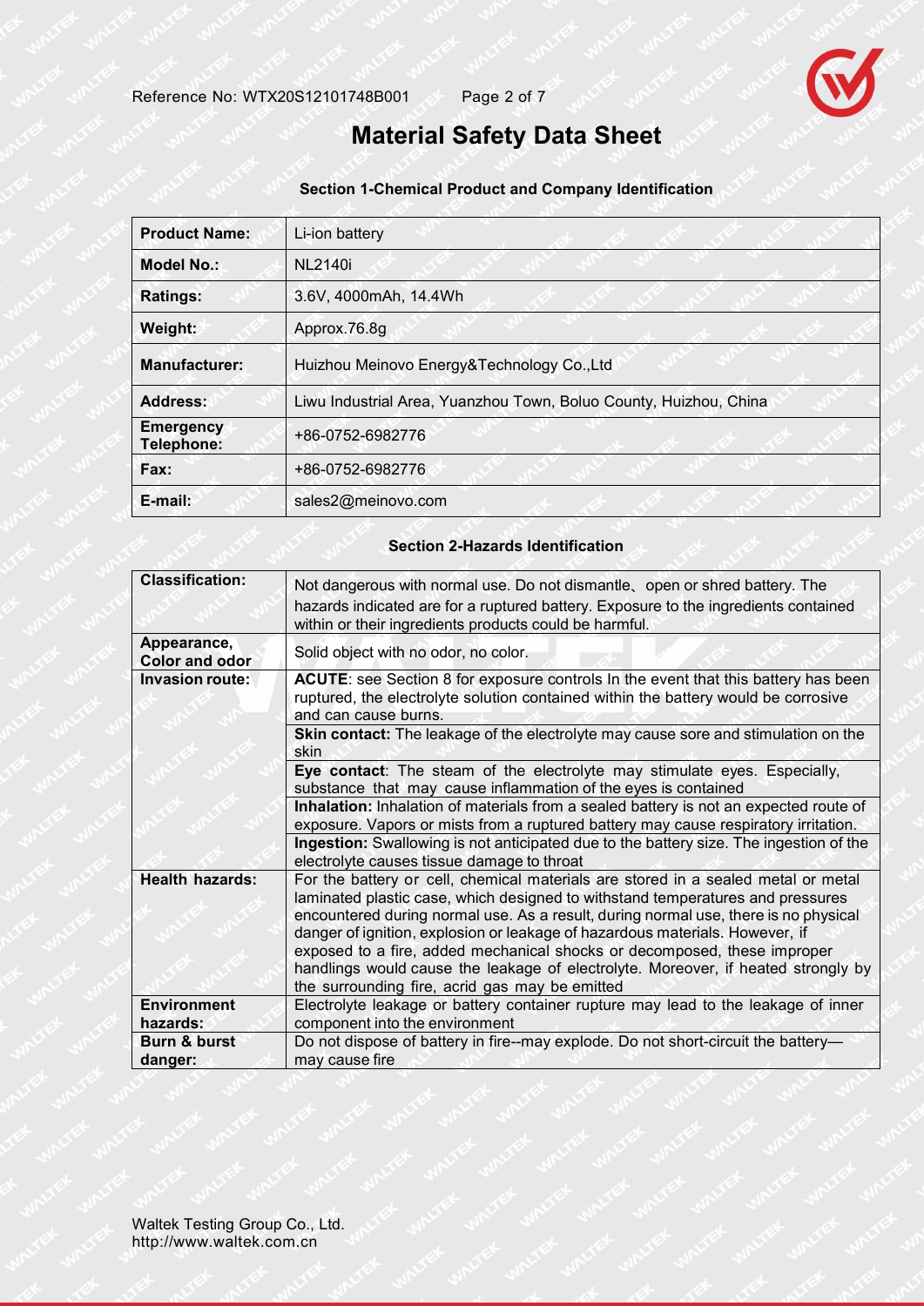# Material Safety Data Sheet

## Section 1-Chemical Product and Company Identification

| **Product Name:** | Li-ion battery |
|---|---|
| **Model No.:** | NL2140i |
| **Ratings:** | 3.6V, 4000mAh, 14.4Wh |
| **Weight:** | Approx.76.8g |
| **Manufacturer:** | Huizhou Meinovo Energy&Technology Co.,Ltd |
| **Address:** | Liwu Industrial Area, Yuanzhou Town, Boluo County, Huizhou, China |
| **Emergency Telephone:** | +86-0752-6982776 |
| **Fax:** | +86-0752-6982776 |
| **E-mail:** | sales2@meinovo.com |

## Section 2-Hazards Identification

| **Classification:** | Not dangerous with normal use. Do not dismantle、open or shred battery. The hazards indicated are for a ruptured battery. Exposure to the ingredients contained within or their ingredients products could be harmful. |
|---|---|
| **Appearance, Color and odor** | Solid object with no odor, no color. |
| **Invasion route:** | **ACUTE**: see Section 8 for exposure controls In the event that this battery has been ruptured, the electrolyte solution contained within the battery would be corrosive and can cause burns. |
| | **Skin contact:** The leakage of the electrolyte may cause sore and stimulation on the skin |
| | **Eye contact**: The steam of the electrolyte may stimulate eyes. Especially, substance that may cause inflammation of the eyes is contained |
| | **Inhalation:** Inhalation of materials from a sealed battery is not an expected route of exposure. Vapors or mists from a ruptured battery may cause respiratory irritation. |
| | **Ingestion:** Swallowing is not anticipated due to the battery size. The ingestion of the electrolyte causes tissue damage to throat |
| **Health hazards:** | For the battery or cell, chemical materials are stored in a sealed metal or metal laminated plastic case, which designed to withstand temperatures and pressures encountered during normal use. As a result, during normal use, there is no physical danger of ignition, explosion or leakage of hazardous materials. However, if exposed to a fire, added mechanical shocks or decomposed, these improper handlings would cause the leakage of electrolyte. Moreover, if heated strongly by the surrounding fire, acrid gas may be emitted |
| **Environment hazards:** | Electrolyte leakage or battery container rupture may lead to the leakage of inner component into the environment |
| **Burn & burst danger:** | Do not dispose of battery in fire--may explode. Do not short-circuit the battery—may cause fire |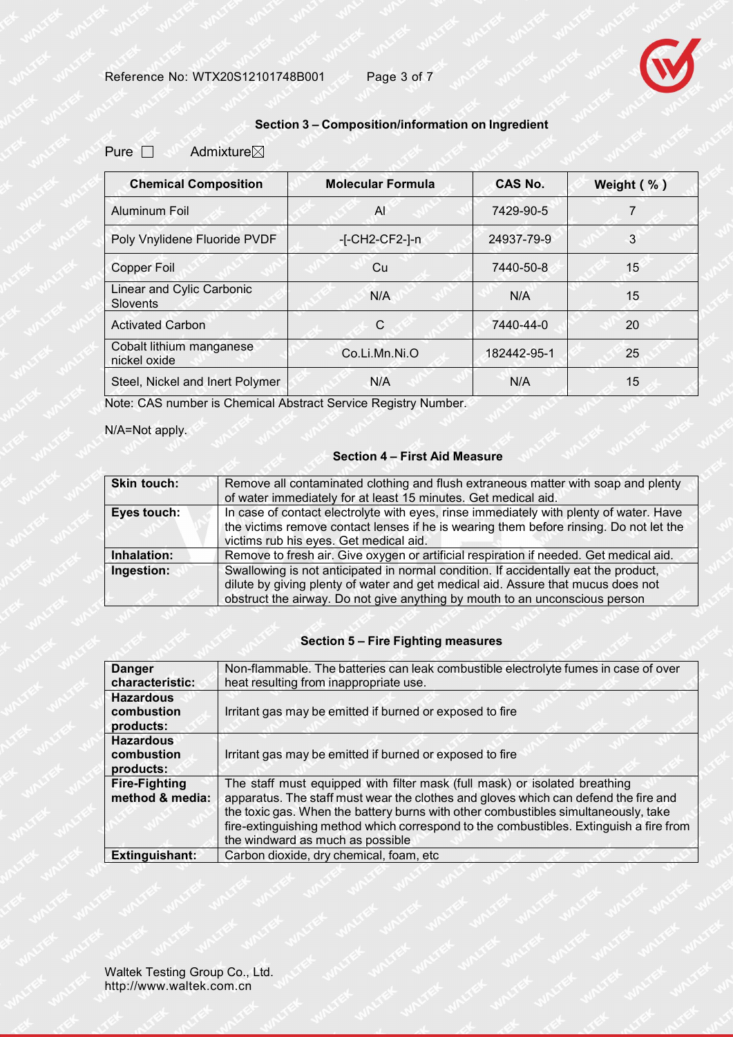## Section 3 – Composition/information on Ingredient

Pure ☐ Admixture☒

| Chemical Composition | Molecular Formula | CAS No. | Weight ( % ) |
|---|---|---|---|
| Aluminum Foil | Al | 7429-90-5 | 7 |
| Poly Vnylidene Fluoride PVDF | -[-CH2-CF2-]-n | 24937-79-9 | 3 |
| Copper Foil | Cu | 7440-50-8 | 15 |
| Linear and Cylic Carbonic Slovents | N/A | N/A | 15 |
| Activated Carbon | C | 7440-44-0 | 20 |
| Cobalt lithium manganese nickel oxide | Co.Li.Mn.Ni.O | 182442-95-1 | 25 |
| Steel, Nickel and Inert Polymer | N/A | N/A | 15 |

Note: CAS number is Chemical Abstract Service Registry Number.

N/A=Not apply.

## Section 4 – First Aid Measure

| | |
|---|---|
| **Skin touch:** | Remove all contaminated clothing and flush extraneous matter with soap and plenty of water immediately for at least 15 minutes. Get medical aid. |
| **Eyes touch:** | In case of contact electrolyte with eyes, rinse immediately with plenty of water. Have the victims remove contact lenses if he is wearing them before rinsing. Do not let the victims rub his eyes. Get medical aid. |
| **Inhalation:** | Remove to fresh air. Give oxygen or artificial respiration if needed. Get medical aid. |
| **Ingestion:** | Swallowing is not anticipated in normal condition. If accidentally eat the product, dilute by giving plenty of water and get medical aid. Assure that mucus does not obstruct the airway. Do not give anything by mouth to an unconscious person |

## Section 5 – Fire Fighting measures

| | |
|---|---|
| **Danger characteristic:** | Non-flammable. The batteries can leak combustible electrolyte fumes in case of over heat resulting from inappropriate use. |
| **Hazardous combustion products:** | Irritant gas may be emitted if burned or exposed to fire |
| **Hazardous combustion products:** | Irritant gas may be emitted if burned or exposed to fire |
| **Fire-Fighting method & media:** | The staff must equipped with filter mask (full mask) or isolated breathing apparatus. The staff must wear the clothes and gloves which can defend the fire and the toxic gas. When the battery burns with other combustibles simultaneously, take fire-extinguishing method which correspond to the combustibles. Extinguish a fire from the windward as much as possible |
| **Extinguishant:** | Carbon dioxide, dry chemical, foam, etc |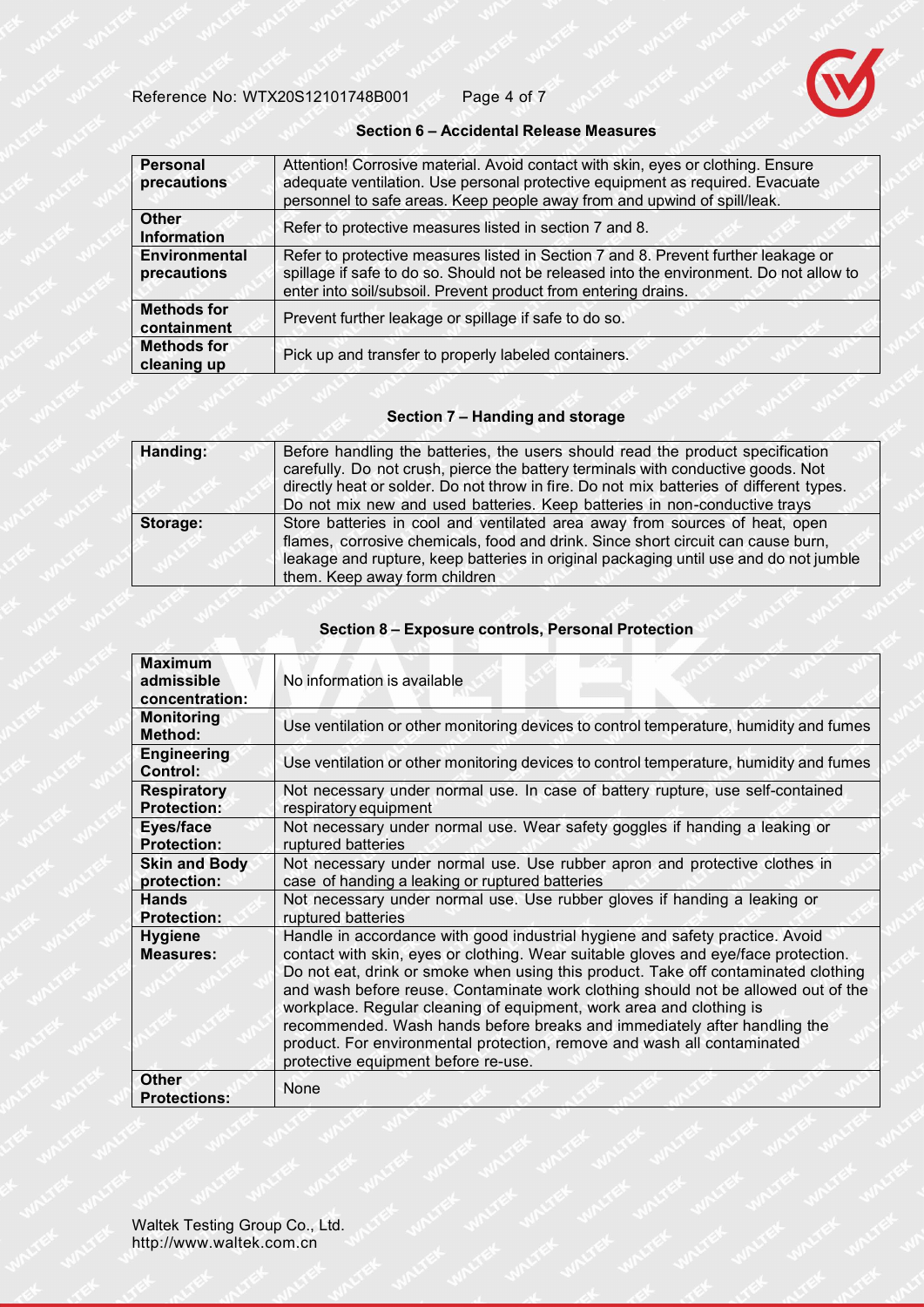## Section 6 – Accidental Release Measures

| | |
|---|---|
| **Personal precautions** | Attention! Corrosive material. Avoid contact with skin, eyes or clothing. Ensure adequate ventilation. Use personal protective equipment as required. Evacuate personnel to safe areas. Keep people away from and upwind of spill/leak. |
| **Other Information** | Refer to protective measures listed in section 7 and 8. |
| **Environmental precautions** | Refer to protective measures listed in Section 7 and 8. Prevent further leakage or spillage if safe to do so. Should not be released into the environment. Do not allow to enter into soil/subsoil. Prevent product from entering drains. |
| **Methods for containment** | Prevent further leakage or spillage if safe to do so. |
| **Methods for cleaning up** | Pick up and transfer to properly labeled containers. |

## Section 7 – Handing and storage

| | |
|---|---|
| **Handing:** | Before handling the batteries, the users should read the product specification carefully. Do not crush, pierce the battery terminals with conductive goods. Not directly heat or solder. Do not throw in fire. Do not mix batteries of different types. Do not mix new and used batteries. Keep batteries in non-conductive trays |
| **Storage:** | Store batteries in cool and ventilated area away from sources of heat, open flames, corrosive chemicals, food and drink. Since short circuit can cause burn, leakage and rupture, keep batteries in original packaging until use and do not jumble them. Keep away form children |

## Section 8 – Exposure controls, Personal Protection

| | |
|---|---|
| **Maximum admissible concentration:** | No information is available |
| **Monitoring Method:** | Use ventilation or other monitoring devices to control temperature, humidity and fumes |
| **Engineering Control:** | Use ventilation or other monitoring devices to control temperature, humidity and fumes |
| **Respiratory Protection:** | Not necessary under normal use. In case of battery rupture, use self-contained respiratory equipment |
| **Eyes/face Protection:** | Not necessary under normal use. Wear safety goggles if handing a leaking or ruptured batteries |
| **Skin and Body protection:** | Not necessary under normal use. Use rubber apron and protective clothes in case of handing a leaking or ruptured batteries |
| **Hands Protection:** | Not necessary under normal use. Use rubber gloves if handing a leaking or ruptured batteries |
| **Hygiene Measures:** | Handle in accordance with good industrial hygiene and safety practice. Avoid contact with skin, eyes or clothing. Wear suitable gloves and eye/face protection. Do not eat, drink or smoke when using this product. Take off contaminated clothing and wash before reuse. Contaminate work clothing should not be allowed out of the workplace. Regular cleaning of equipment, work area and clothing is recommended. Wash hands before breaks and immediately after handling the product. For environmental protection, remove and wash all contaminated protective equipment before re-use. |
| **Other Protections:** | None |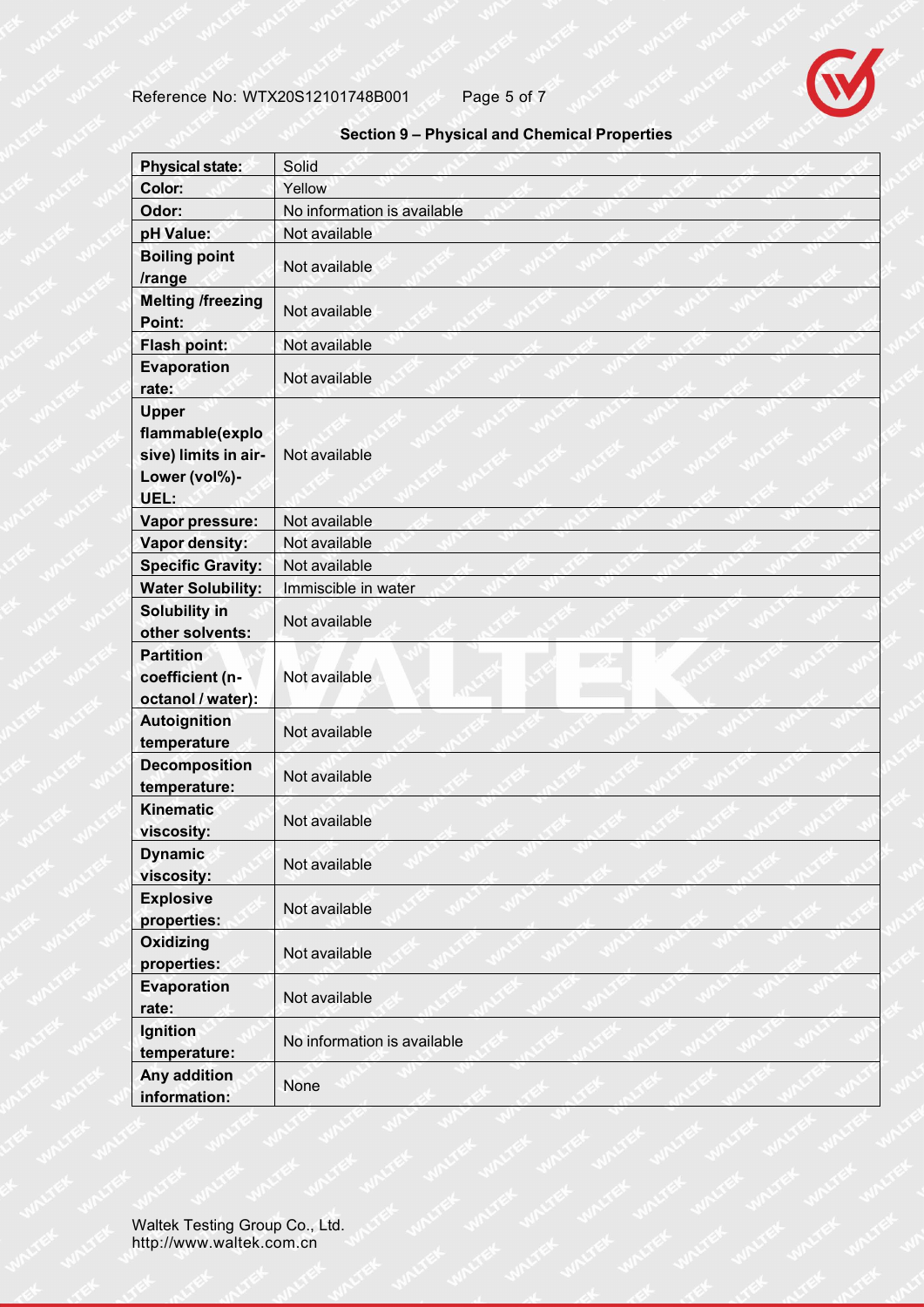## Section 9 – Physical and Chemical Properties

| Physical state: | Solid |
|---|---|
| Color: | Yellow |
| Odor: | No information is available |
| pH Value: | Not available |
| Boiling point /range | Not available |
| Melting /freezing Point: | Not available |
| Flash point: | Not available |
| Evaporation rate: | Not available |
| Upper flammable(explosive) limits in air- Lower (vol%)- UEL: | Not available |
| Vapor pressure: | Not available |
| Vapor density: | Not available |
| Specific Gravity: | Not available |
| Water Solubility: | Immiscible in water |
| Solubility in other solvents: | Not available |
| Partition coefficient (n-octanol / water): | Not available |
| Autoignition temperature | Not available |
| Decomposition temperature: | Not available |
| Kinematic viscosity: | Not available |
| Dynamic viscosity: | Not available |
| Explosive properties: | Not available |
| Oxidizing properties: | Not available |
| Evaporation rate: | Not available |
| Ignition temperature: | No information is available |
| Any addition information: | None |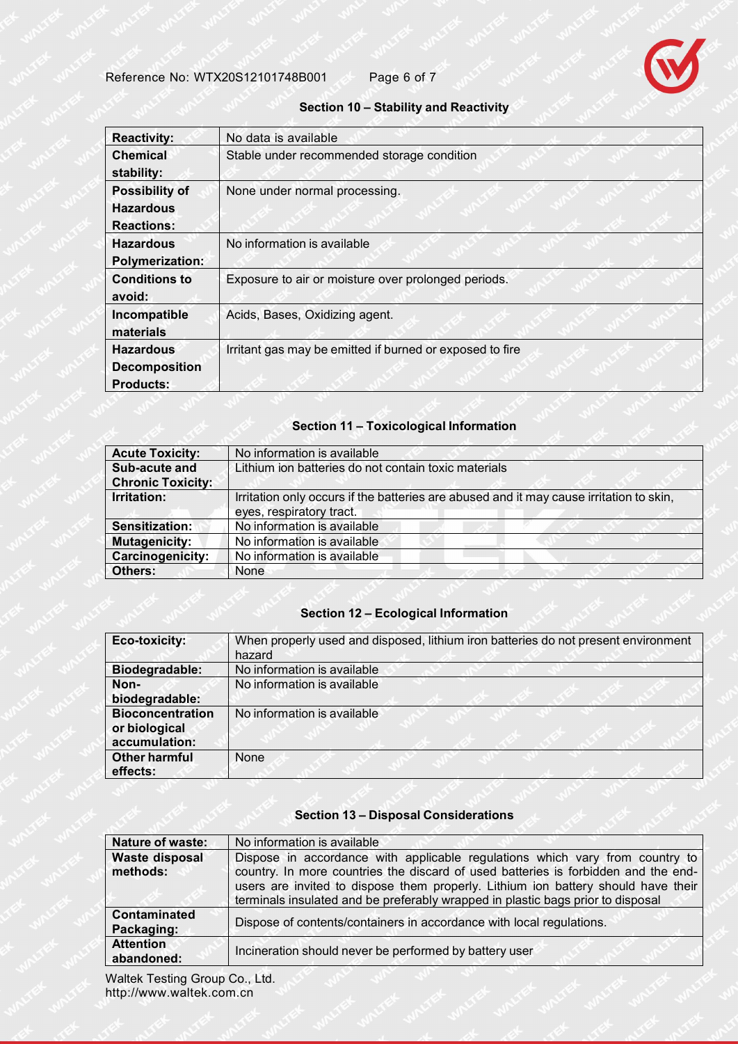## Section 10 – Stability and Reactivity

| | |
|---|---|
| **Reactivity:** | No data is available |
| **Chemical stability:** | Stable under recommended storage condition |
| **Possibility of Hazardous Reactions:** | None under normal processing. |
| **Hazardous Polymerization:** | No information is available |
| **Conditions to avoid:** | Exposure to air or moisture over prolonged periods. |
| **Incompatible materials** | Acids, Bases, Oxidizing agent. |
| **Hazardous Decomposition Products:** | Irritant gas may be emitted if burned or exposed to fire |

## Section 11 – Toxicological Information

| | |
|---|---|
| **Acute Toxicity:** | No information is available |
| **Sub-acute and Chronic Toxicity:** | Lithium ion batteries do not contain toxic materials |
| **Irritation:** | Irritation only occurs if the batteries are abused and it may cause irritation to skin, eyes, respiratory tract. |
| **Sensitization:** | No information is available |
| **Mutagenicity:** | No information is available |
| **Carcinogenicity:** | No information is available |
| **Others:** | None |

## Section 12 – Ecological Information

| | |
|---|---|
| **Eco-toxicity:** | When properly used and disposed, lithium iron batteries do not present environment hazard |
| **Biodegradable:** | No information is available |
| **Non-biodegradable:** | No information is available |
| **Bioconcentration or biological accumulation:** | No information is available |
| **Other harmful effects:** | None |

## Section 13 – Disposal Considerations

| | |
|---|---|
| **Nature of waste:** | No information is available |
| **Waste disposal methods:** | Dispose in accordance with applicable regulations which vary from country to country. In more countries the discard of used batteries is forbidden and the end-users are invited to dispose them properly. Lithium ion battery should have their terminals insulated and be preferably wrapped in plastic bags prior to disposal |
| **Contaminated Packaging:** | Dispose of contents/containers in accordance with local regulations. |
| **Attention abandoned:** | Incineration should never be performed by battery user |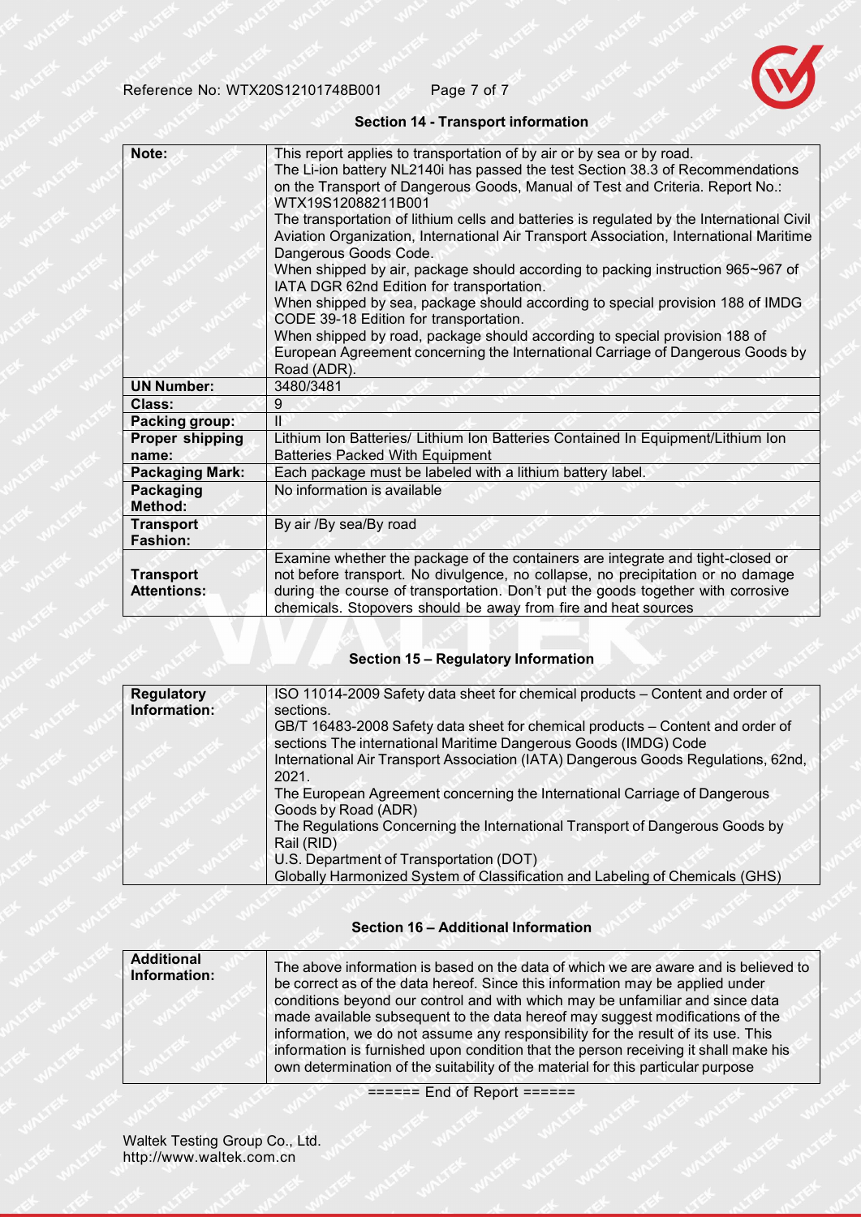## Section 14 - Transport information

| | |
|---|---|
| **Note:** | This report applies to transportation of by air or by sea or by road. The Li-ion battery NL2140i has passed the test Section 38.3 of Recommendations on the Transport of Dangerous Goods, Manual of Test and Criteria. Report No.: WTX19S12088211B001 The transportation of lithium cells and batteries is regulated by the International Civil Aviation Organization, International Air Transport Association, International Maritime Dangerous Goods Code. When shipped by air, package should according to packing instruction 965~967 of IATA DGR 62nd Edition for transportation. When shipped by sea, package should according to special provision 188 of IMDG CODE 39-18 Edition for transportation. When shipped by road, package should according to special provision 188 of European Agreement concerning the International Carriage of Dangerous Goods by Road (ADR). |
| **UN Number:** | 3480/3481 |
| **Class:** | 9 |
| **Packing group:** | II |
| **Proper shipping name:** | Lithium Ion Batteries/ Lithium Ion Batteries Contained In Equipment/Lithium Ion Batteries Packed With Equipment |
| **Packaging Mark:** | Each package must be labeled with a lithium battery label. |
| **Packaging Method:** | No information is available |
| **Transport Fashion:** | By air /By sea/By road |
| **Transport Attentions:** | Examine whether the package of the containers are integrate and tight-closed or not before transport. No divulgence, no collapse, no precipitation or no damage during the course of transportation. Don't put the goods together with corrosive chemicals. Stopovers should be away from fire and heat sources |

## Section 15 – Regulatory Information

| | |
|---|---|
| **Regulatory Information:** | ISO 11014-2009 Safety data sheet for chemical products – Content and order of sections. GB/T 16483-2008 Safety data sheet for chemical products – Content and order of sections The international Maritime Dangerous Goods (IMDG) Code International Air Transport Association (IATA) Dangerous Goods Regulations, 62nd, 2021. The European Agreement concerning the International Carriage of Dangerous Goods by Road (ADR) The Regulations Concerning the International Transport of Dangerous Goods by Rail (RID) U.S. Department of Transportation (DOT) Globally Harmonized System of Classification and Labeling of Chemicals (GHS) |

## Section 16 – Additional Information

| | |
|---|---|
| **Additional Information:** | The above information is based on the data of which we are aware and is believed to be correct as of the data hereof. Since this information may be applied under conditions beyond our control and with which may be unfamiliar and since data made available subsequent to the data hereof may suggest modifications of the information, we do not assume any responsibility for the result of its use. This information is furnished upon condition that the person receiving it shall make his own determination of the suitability of the material for this particular purpose |

====== End of Report ======